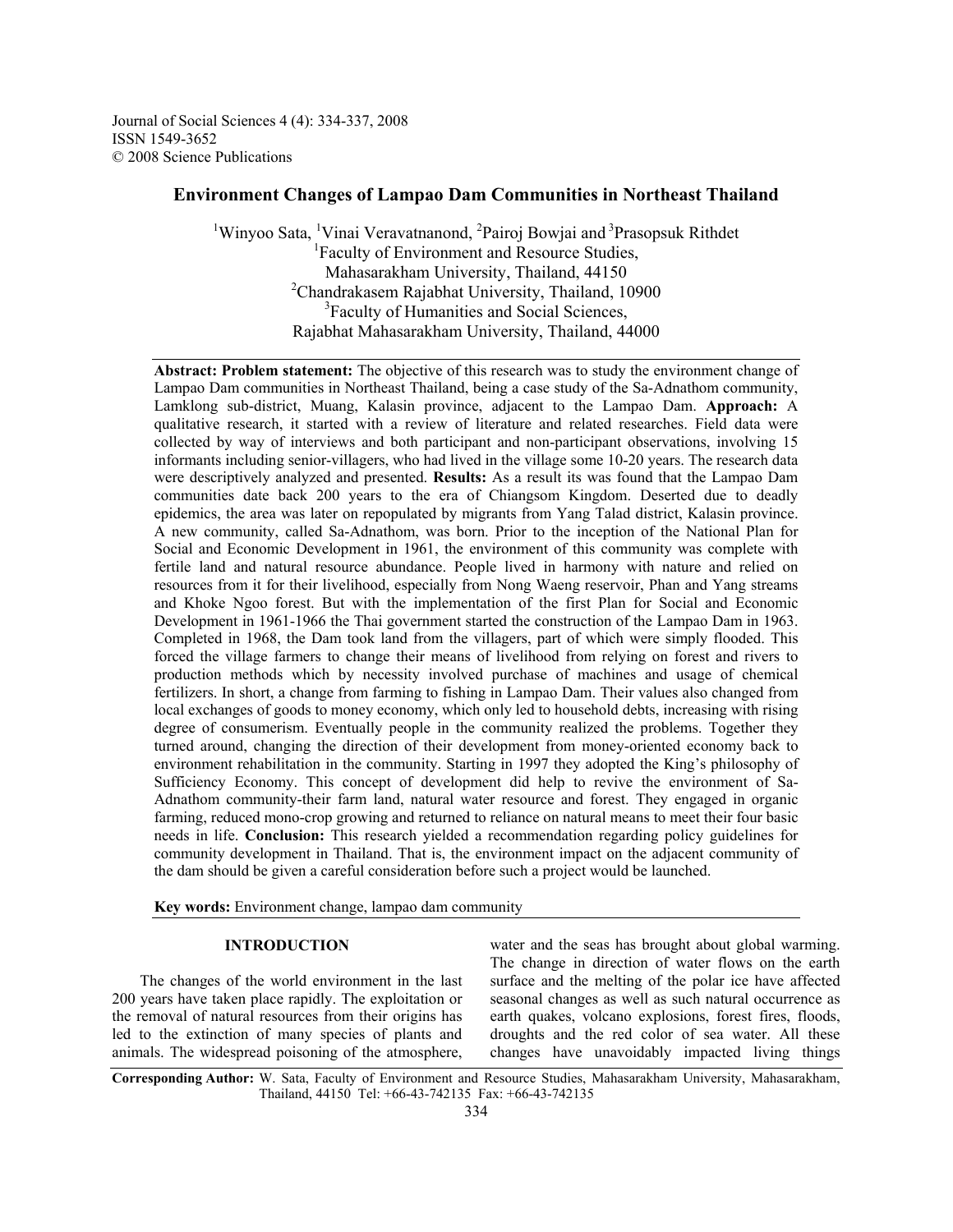Journal of Social Sciences 4 (4): 334-337, 2008
ISSN 1549-3652
© 2008 Science Publications

# Environment Changes of Lampao Dam Communities in Northeast Thailand

Winyoo Sata[1], Vinai Veravatnanond[1], Pairoj Bowjai[2] and Prasopsuk Rithdet[3]

[1]Faculty of Environment and Resource Studies, Mahasarakham University, Thailand, 44150
[2]Chandrakasem Rajabhat University, Thailand, 10900
[3]Faculty of Humanities and Social Sciences, Rajabhat Mahasarakham University, Thailand, 44000

**Abstract: Problem statement:** The objective of this research was to study the environment change of Lampao Dam communities in Northeast Thailand, being a case study of the Sa-Adnathom community, Lamklong sub-district, Muang, Kalasin province, adjacent to the Lampao Dam. **Approach:** A qualitative research, it started with a review of literature and related researches. Field data were collected by way of interviews and both participant and non-participant observations, involving 15 informants including senior-villagers, who had lived in the village some 10-20 years. The research data were descriptively analyzed and presented. **Results:** As a result its was found that the Lampao Dam communities date back 200 years to the era of Chiangsom Kingdom. Deserted due to deadly epidemics, the area was later on repopulated by migrants from Yang Talad district, Kalasin province. A new community, called Sa-Adnathom, was born. Prior to the inception of the National Plan for Social and Economic Development in 1961, the environment of this community was complete with fertile land and natural resource abundance. People lived in harmony with nature and relied on resources from it for their livelihood, especially from Nong Waeng reservoir, Phan and Yang streams and Khoke Ngoo forest. But with the implementation of the first Plan for Social and Economic Development in 1961-1966 the Thai government started the construction of the Lampao Dam in 1963. Completed in 1968, the Dam took land from the villagers, part of which were simply flooded. This forced the village farmers to change their means of livelihood from relying on forest and rivers to production methods which by necessity involved purchase of machines and usage of chemical fertilizers. In short, a change from farming to fishing in Lampao Dam. Their values also changed from local exchanges of goods to money economy, which only led to household debts, increasing with rising degree of consumerism. Eventually people in the community realized the problems. Together they turned around, changing the direction of their development from money-oriented economy back to environment rehabilitation in the community. Starting in 1997 they adopted the King's philosophy of Sufficiency Economy. This concept of development did help to revive the environment of Sa-Adnathom community-their farm land, natural water resource and forest. They engaged in organic farming, reduced mono-crop growing and returned to reliance on natural means to meet their four basic needs in life. **Conclusion:** This research yielded a recommendation regarding policy guidelines for community development in Thailand. That is, the environment impact on the adjacent community of the dam should be given a careful consideration before such a project would be launched.

**Key words:** Environment change, lampao dam community

## INTRODUCTION

The changes of the world environment in the last 200 years have taken place rapidly. The exploitation or the removal of natural resources from their origins has led to the extinction of many species of plants and animals. The widespread poisoning of the atmosphere, water and the seas has brought about global warming. The change in direction of water flows on the earth surface and the melting of the polar ice have affected seasonal changes as well as such natural occurrence as earth quakes, volcano explosions, forest fires, floods, droughts and the red color of sea water. All these changes have unavoidably impacted living things

**Corresponding Author:** W. Sata, Faculty of Environment and Resource Studies, Mahasarakham University, Mahasarakham, Thailand, 44150 Tel: +66-43-742135 Fax: +66-43-742135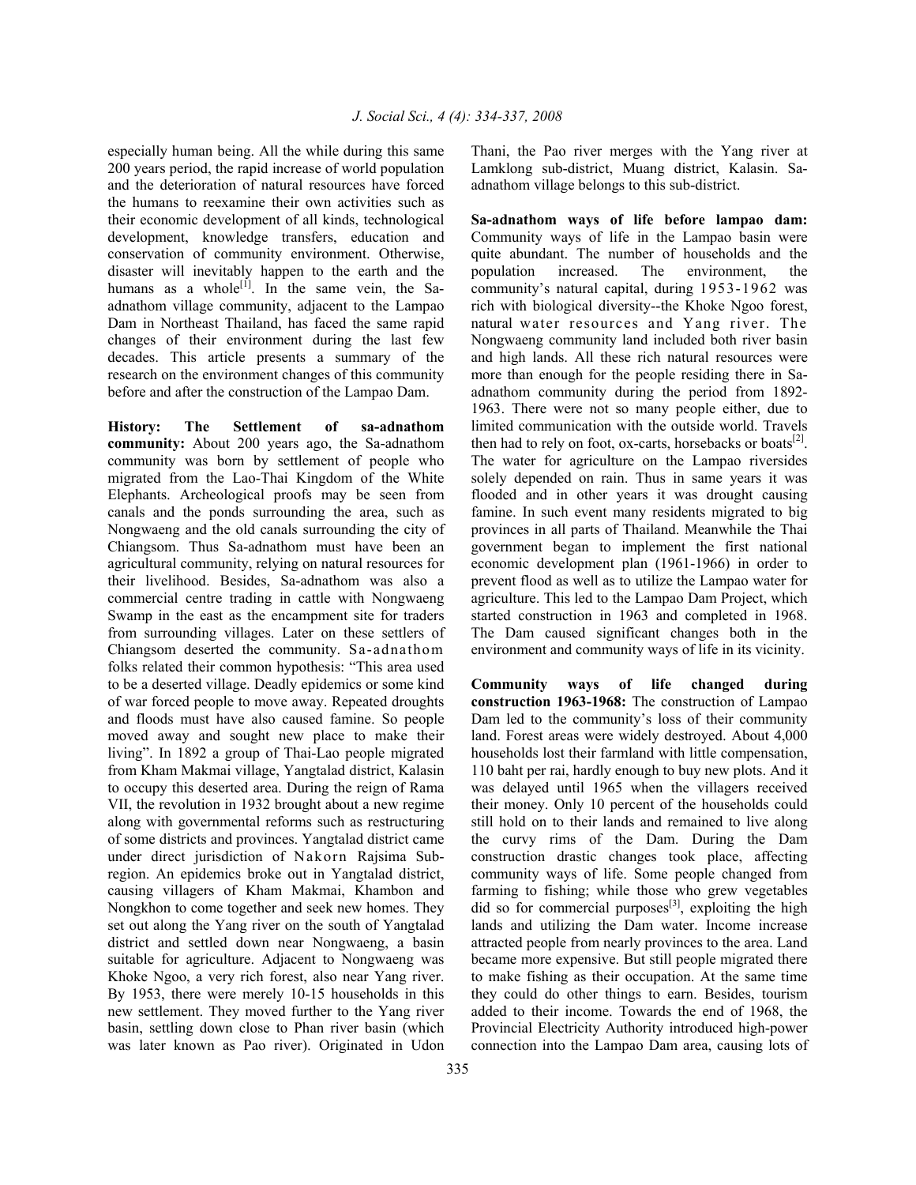especially human being. All the while during this same 200 years period, the rapid increase of world population and the deterioration of natural resources have forced the humans to reexamine their own activities such as their economic development of all kinds, technological development, knowledge transfers, education and conservation of community environment. Otherwise, disaster will inevitably happen to the earth and the humans as a whole[1]. In the same vein, the Sa-adnathom village community, adjacent to the Lampao Dam in Northeast Thailand, has faced the same rapid changes of their environment during the last few decades. This article presents a summary of the research on the environment changes of this community before and after the construction of the Lampao Dam.

**History: The Settlement of sa-adnathom community:** About 200 years ago, the Sa-adnathom community was born by settlement of people who migrated from the Lao-Thai Kingdom of the White Elephants. Archeological proofs may be seen from canals and the ponds surrounding the area, such as Nongwaeng and the old canals surrounding the city of Chiangsom. Thus Sa-adnathom must have been an agricultural community, relying on natural resources for their livelihood. Besides, Sa-adnathom was also a commercial centre trading in cattle with Nongwaeng Swamp in the east as the encampment site for traders from surrounding villages. Later on these settlers of Chiangsom deserted the community. Sa-adnathom folks related their common hypothesis: "This area used to be a deserted village. Deadly epidemics or some kind of war forced people to move away. Repeated droughts and floods must have also caused famine. So people moved away and sought new place to make their living". In 1892 a group of Thai-Lao people migrated from Kham Makmai village, Yangtalad district, Kalasin to occupy this deserted area. During the reign of Rama VII, the revolution in 1932 brought about a new regime along with governmental reforms such as restructuring of some districts and provinces. Yangtalad district came under direct jurisdiction of Nakorn Rajsima Sub-region. An epidemics broke out in Yangtalad district, causing villagers of Kham Makmai, Khambon and Nongkhon to come together and seek new homes. They set out along the Yang river on the south of Yangtalad district and settled down near Nongwaeng, a basin suitable for agriculture. Adjacent to Nongwaeng was Khoke Ngoo, a very rich forest, also near Yang river. By 1953, there were merely 10-15 households in this new settlement. They moved further to the Yang river basin, settling down close to Phan river basin (which was later known as Pao river). Originated in Udon Thani, the Pao river merges with the Yang river at Lamklong sub-district, Muang district, Kalasin. Sa-adnathom village belongs to this sub-district.

**Sa-adnathom ways of life before lampao dam:** Community ways of life in the Lampao basin were quite abundant. The number of households and the population increased. The environment, the community's natural capital, during 1953-1962 was rich with biological diversity--the Khoke Ngoo forest, natural water resources and Yang river. The Nongwaeng community land included both river basin and high lands. All these rich natural resources were more than enough for the people residing there in Sa-adnathom community during the period from 1892-1963. There were not so many people either, due to limited communication with the outside world. Travels then had to rely on foot, ox-carts, horsebacks or boats[2]. The water for agriculture on the Lampao riversides solely depended on rain. Thus in same years it was flooded and in other years it was drought causing famine. In such event many residents migrated to big provinces in all parts of Thailand. Meanwhile the Thai government began to implement the first national economic development plan (1961-1966) in order to prevent flood as well as to utilize the Lampao water for agriculture. This led to the Lampao Dam Project, which started construction in 1963 and completed in 1968. The Dam caused significant changes both in the environment and community ways of life in its vicinity.

**Community ways of life changed during construction 1963-1968:** The construction of Lampao Dam led to the community's loss of their community land. Forest areas were widely destroyed. About 4,000 households lost their farmland with little compensation, 110 baht per rai, hardly enough to buy new plots. And it was delayed until 1965 when the villagers received their money. Only 10 percent of the households could still hold on to their lands and remained to live along the curvy rims of the Dam. During the Dam construction drastic changes took place, affecting community ways of life. Some people changed from farming to fishing; while those who grew vegetables did so for commercial purposes[3], exploiting the high lands and utilizing the Dam water. Income increase attracted people from nearly provinces to the area. Land became more expensive. But still people migrated there to make fishing as their occupation. At the same time they could do other things to earn. Besides, tourism added to their income. Towards the end of 1968, the Provincial Electricity Authority introduced high-power connection into the Lampao Dam area, causing lots of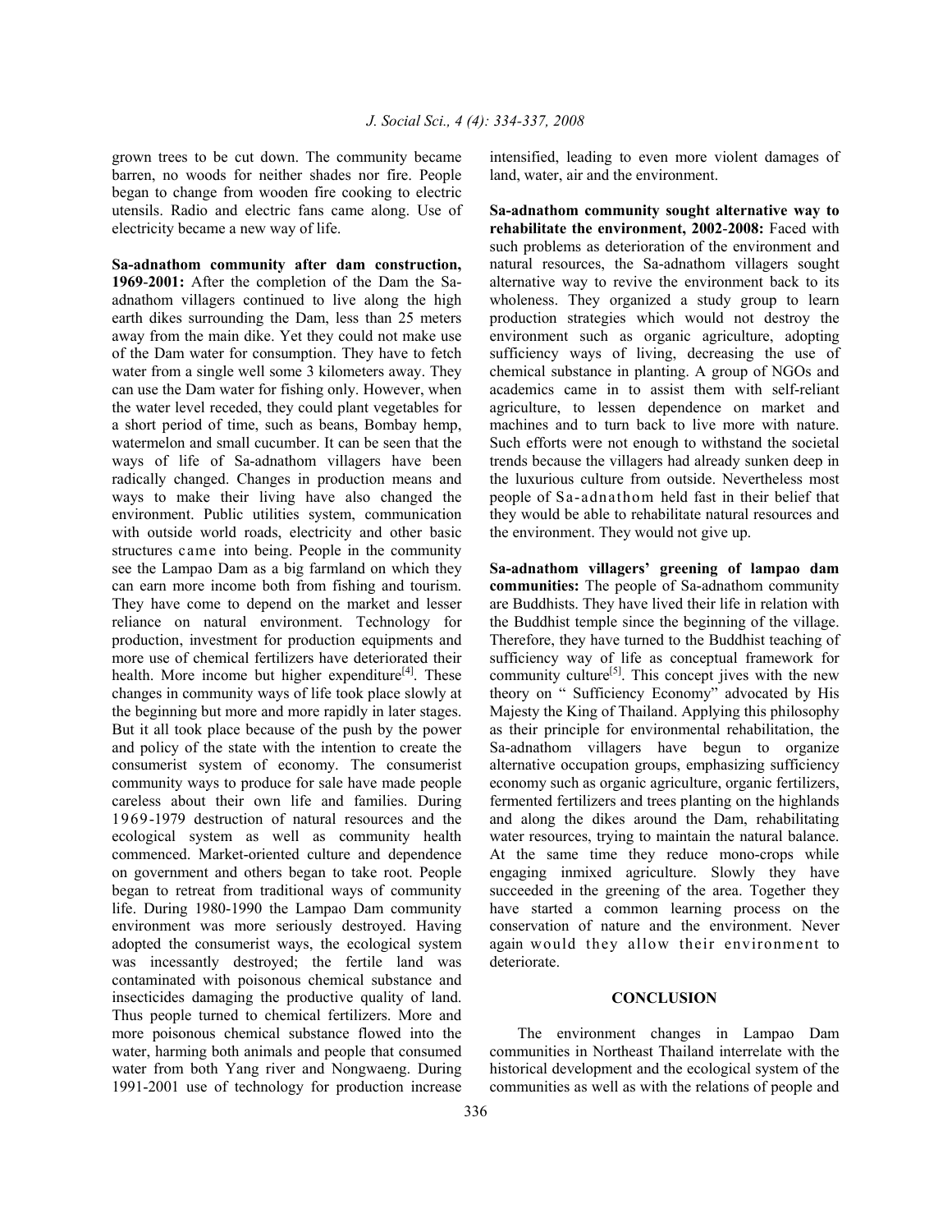grown trees to be cut down. The community became barren, no woods for neither shades nor fire. People began to change from wooden fire cooking to electric utensils. Radio and electric fans came along. Use of electricity became a new way of life.

**Sa-adnathom community after dam construction, 1969-2001:** After the completion of the Dam the Sa-adnathom villagers continued to live along the high earth dikes surrounding the Dam, less than 25 meters away from the main dike. Yet they could not make use of the Dam water for consumption. They have to fetch water from a single well some 3 kilometers away. They can use the Dam water for fishing only. However, when the water level receded, they could plant vegetables for a short period of time, such as beans, Bombay hemp, watermelon and small cucumber. It can be seen that the ways of life of Sa-adnathom villagers have been radically changed. Changes in production means and ways to make their living have also changed the environment. Public utilities system, communication with outside world roads, electricity and other basic structures came into being. People in the community see the Lampao Dam as a big farmland on which they can earn more income both from fishing and tourism. They have come to depend on the market and lesser reliance on natural environment. Technology for production, investment for production equipments and more use of chemical fertilizers have deteriorated their health. More income but higher expenditure[4]. These changes in community ways of life took place slowly at the beginning but more and more rapidly in later stages. But it all took place because of the push by the power and policy of the state with the intention to create the consumerist system of economy. The consumerist community ways to produce for sale have made people careless about their own life and families. During 1969-1979 destruction of natural resources and the ecological system as well as community health commenced. Market-oriented culture and dependence on government and others began to take root. People began to retreat from traditional ways of community life. During 1980-1990 the Lampao Dam community environment was more seriously destroyed. Having adopted the consumerist ways, the ecological system was incessantly destroyed; the fertile land was contaminated with poisonous chemical substance and insecticides damaging the productive quality of land. Thus people turned to chemical fertilizers. More and more poisonous chemical substance flowed into the water, harming both animals and people that consumed water from both Yang river and Nongwaeng. During 1991-2001 use of technology for production increase intensified, leading to even more violent damages of land, water, air and the environment.

**Sa-adnathom community sought alternative way to rehabilitate the environment, 2002-2008:** Faced with such problems as deterioration of the environment and natural resources, the Sa-adnathom villagers sought alternative way to revive the environment back to its wholeness. They organized a study group to learn production strategies which would not destroy the environment such as organic agriculture, adopting sufficiency ways of living, decreasing the use of chemical substance in planting. A group of NGOs and academics came in to assist them with self-reliant agriculture, to lessen dependence on market and machines and to turn back to live more with nature. Such efforts were not enough to withstand the societal trends because the villagers had already sunken deep in the luxurious culture from outside. Nevertheless most people of Sa-adnathom held fast in their belief that they would be able to rehabilitate natural resources and the environment. They would not give up.

**Sa-adnathom villagers' greening of lampao dam communities:** The people of Sa-adnathom community are Buddhists. They have lived their life in relation with the Buddhist temple since the beginning of the village. Therefore, they have turned to the Buddhist teaching of sufficiency way of life as conceptual framework for community culture[5]. This concept jives with the new theory on " Sufficiency Economy" advocated by His Majesty the King of Thailand. Applying this philosophy as their principle for environmental rehabilitation, the Sa-adnathom villagers have begun to organize alternative occupation groups, emphasizing sufficiency economy such as organic agriculture, organic fertilizers, fermented fertilizers and trees planting on the highlands and along the dikes around the Dam, rehabilitating water resources, trying to maintain the natural balance. At the same time they reduce mono-crops while engaging inmixed agriculture. Slowly they have succeeded in the greening of the area. Together they have started a common learning process on the conservation of nature and the environment. Never again would they allow their environment to deteriorate.

## CONCLUSION

The environment changes in Lampao Dam communities in Northeast Thailand interrelate with the historical development and the ecological system of the communities as well as with the relations of people and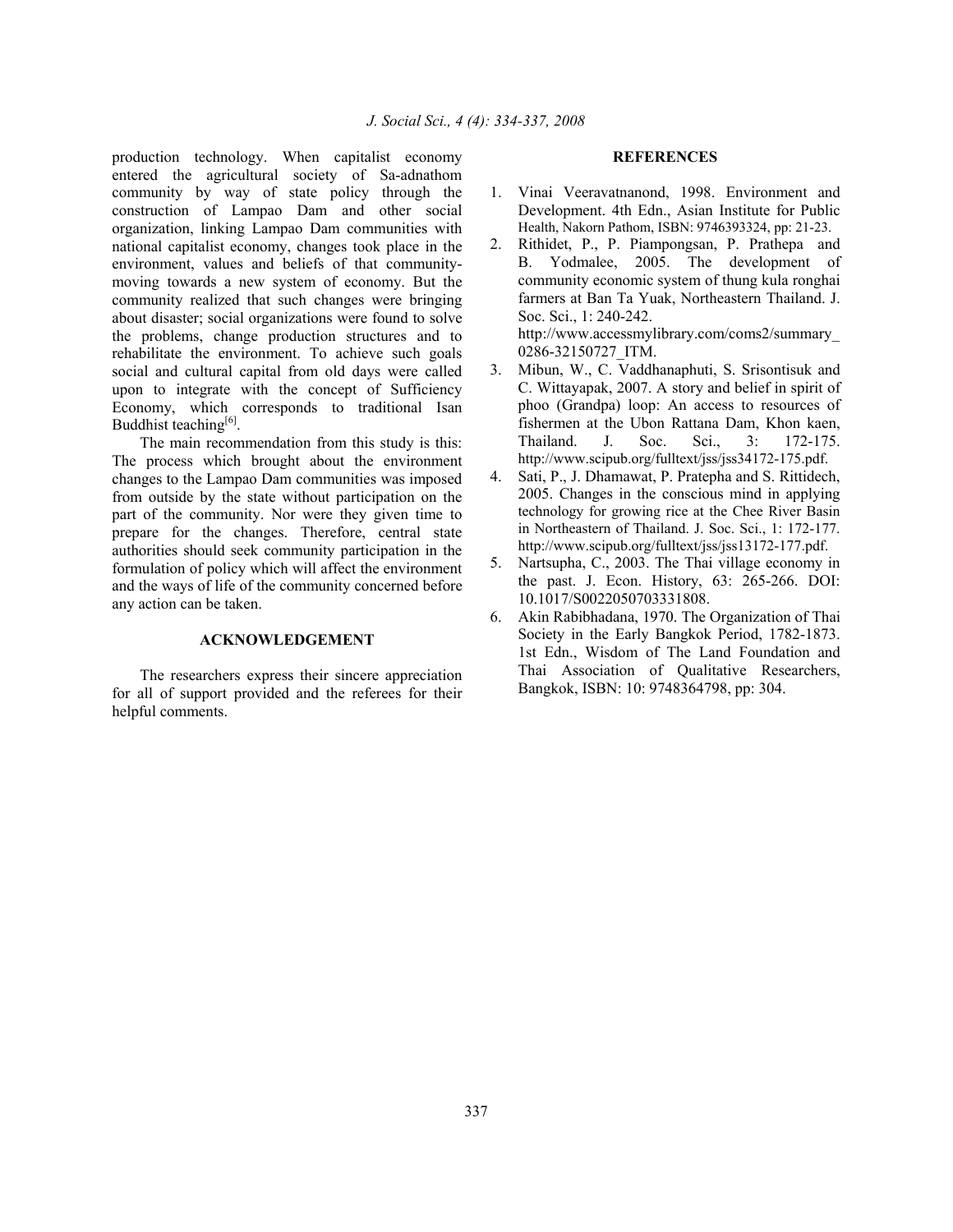production technology. When capitalist economy entered the agricultural society of Sa-adnathom community by way of state policy through the construction of Lampao Dam and other social organization, linking Lampao Dam communities with national capitalist economy, changes took place in the environment, values and beliefs of that community-moving towards a new system of economy. But the community realized that such changes were bringing about disaster; social organizations were found to solve the problems, change production structures and to rehabilitate the environment. To achieve such goals social and cultural capital from old days were called upon to integrate with the concept of Sufficiency Economy, which corresponds to traditional Isan Buddhist teaching[6].

The main recommendation from this study is this: The process which brought about the environment changes to the Lampao Dam communities was imposed from outside by the state without participation on the part of the community. Nor were they given time to prepare for the changes. Therefore, central state authorities should seek community participation in the formulation of policy which will affect the environment and the ways of life of the community concerned before any action can be taken.

## ACKNOWLEDGEMENT

The researchers express their sincere appreciation for all of support provided and the referees for their helpful comments.

## REFERENCES

1. Vinai Veeravatnanond, 1998. Environment and Development. 4th Edn., Asian Institute for Public Health, Nakorn Pathom, ISBN: 9746393324, pp: 21-23.
2. Rithidet, P., P. Piampongsan, P. Prathepa and B. Yodmalee, 2005. The development of community economic system of thung kula ronghai farmers at Ban Ta Yuak, Northeastern Thailand. J. Soc. Sci., 1: 240-242. http://www.accessmylibrary.com/coms2/summary_0286-32150727_ITM.
3. Mibun, W., C. Vaddhanaphuti, S. Srisontisuk and C. Wittayapak, 2007. A story and belief in spirit of phoo (Grandpa) loop: An access to resources of fishermen at the Ubon Rattana Dam, Khon kaen, Thailand. J. Soc. Sci., 3: 172-175. http://www.scipub.org/fulltext/jss/jss34172-175.pdf.
4. Sati, P., J. Dhamawat, P. Pratepha and S. Rittidech, 2005. Changes in the conscious mind in applying technology for growing rice at the Chee River Basin in Northeastern of Thailand. J. Soc. Sci., 1: 172-177. http://www.scipub.org/fulltext/jss/jss13172-177.pdf.
5. Nartsupha, C., 2003. The Thai village economy in the past. J. Econ. History, 63: 265-266. DOI: 10.1017/S0022050703331808.
6. Akin Rabibhadana, 1970. The Organization of Thai Society in the Early Bangkok Period, 1782-1873. 1st Edn., Wisdom of The Land Foundation and Thai Association of Qualitative Researchers, Bangkok, ISBN: 10: 9748364798, pp: 304.